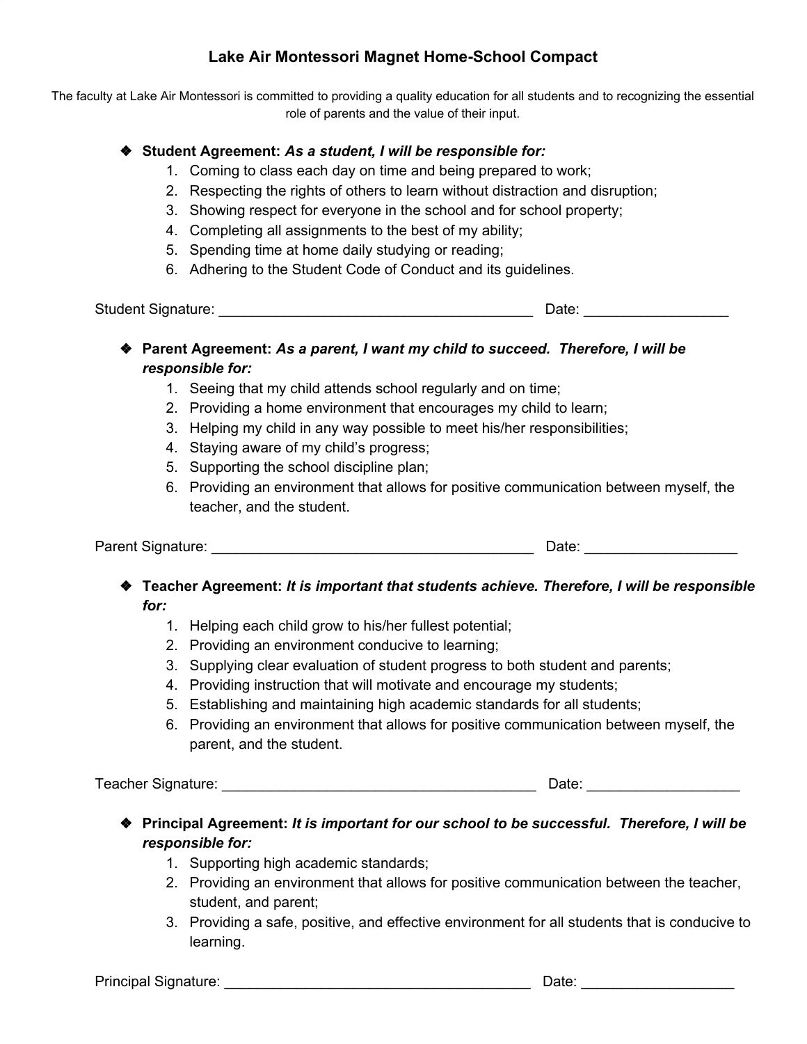# Lake Air Montessori Magnet Home-School Compact

The faculty at Lake Air Montessori is committed to providing a quality education for all students and to recognizing the essential role of parents and the value of their input.

- **Student Agreement:** ***As a student, I will be responsible for:***
    1. Coming to class each day on time and being prepared to work;
    2. Respecting the rights of others to learn without distraction and disruption;
    3. Showing respect for everyone in the school and for school property;
    4. Completing all assignments to the best of my ability;
    5. Spending time at home daily studying or reading;
    6. Adhering to the Student Code of Conduct and its guidelines.

Student Signature: ________________________________________ Date: __________________

- **Parent Agreement:** ***As a parent, I want my child to succeed. Therefore, I will be responsible for:***
    1. Seeing that my child attends school regularly and on time;
    2. Providing a home environment that encourages my child to learn;
    3. Helping my child in any way possible to meet his/her responsibilities;
    4. Staying aware of my child's progress;
    5. Supporting the school discipline plan;
    6. Providing an environment that allows for positive communication between myself, the teacher, and the student.

Parent Signature: _________________________________________ Date: ___________________

- **Teacher Agreement:** ***It is important that students achieve. Therefore, I will be responsible for:***
    1. Helping each child grow to his/her fullest potential;
    2. Providing an environment conducive to learning;
    3. Supplying clear evaluation of student progress to both student and parents;
    4. Providing instruction that will motivate and encourage my students;
    5. Establishing and maintaining high academic standards for all students;
    6. Providing an environment that allows for positive communication between myself, the parent, and the student.

Teacher Signature: ________________________________________ Date: ___________________

- **Principal Agreement:** ***It is important for our school to be successful. Therefore, I will be responsible for:***
    1. Supporting high academic standards;
    2. Providing an environment that allows for positive communication between the teacher, student, and parent;
    3. Providing a safe, positive, and effective environment for all students that is conducive to learning.

Principal Signature: _______________________________________ Date: ___________________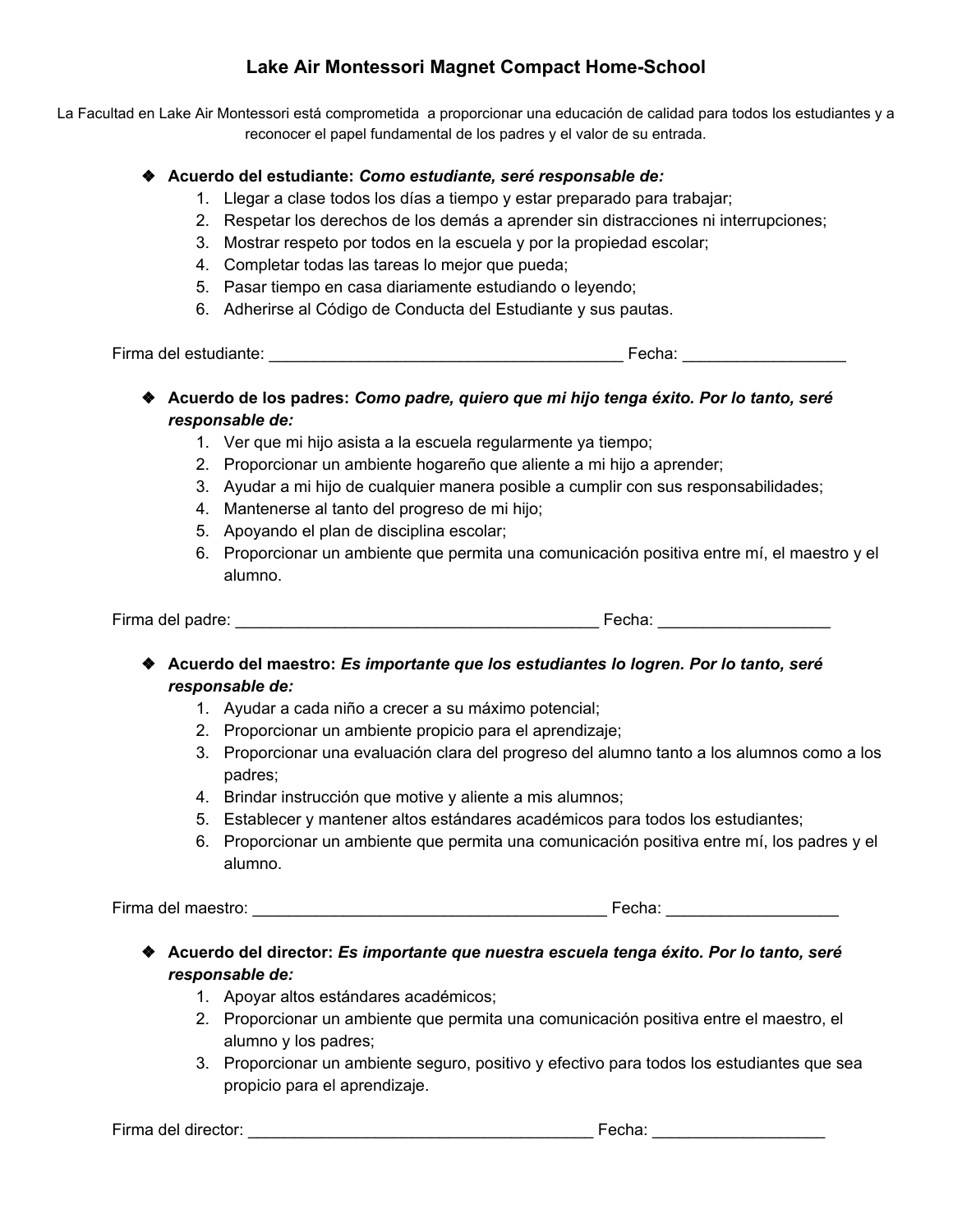# Lake Air Montessori Magnet Compact Home-School

La Facultad en Lake Air Montessori está comprometida a proporcionar una educación de calidad para todos los estudiantes y a reconocer el papel fundamental de los padres y el valor de su entrada.

- **Acuerdo del estudiante:** ***Como estudiante, seré responsable de:***
  1. Llegar a clase todos los días a tiempo y estar preparado para trabajar;
  2. Respetar los derechos de los demás a aprender sin distracciones ni interrupciones;
  3. Mostrar respeto por todos en la escuela y por la propiedad escolar;
  4. Completar todas las tareas lo mejor que pueda;
  5. Pasar tiempo en casa diariamente estudiando o leyendo;
  6. Adherirse al Código de Conducta del Estudiante y sus pautas.

Firma del estudiante: ________________________________________ Fecha: __________________

- **Acuerdo de los padres:** ***Como padre, quiero que mi hijo tenga éxito. Por lo tanto, seré responsable de:***
  1. Ver que mi hijo asista a la escuela regularmente ya tiempo;
  2. Proporcionar un ambiente hogareño que aliente a mi hijo a aprender;
  3. Ayudar a mi hijo de cualquier manera posible a cumplir con sus responsabilidades;
  4. Mantenerse al tanto del progreso de mi hijo;
  5. Apoyando el plan de disciplina escolar;
  6. Proporcionar un ambiente que permita una comunicación positiva entre mí, el maestro y el alumno.

Firma del padre: __________________________________________ Fecha: ___________________

- **Acuerdo del maestro:** ***Es importante que los estudiantes lo logren. Por lo tanto, seré responsable de:***
  1. Ayudar a cada niño a crecer a su máximo potencial;
  2. Proporcionar un ambiente propicio para el aprendizaje;
  3. Proporcionar una evaluación clara del progreso del alumno tanto a los alumnos como a los padres;
  4. Brindar instrucción que motive y aliente a mis alumnos;
  5. Establecer y mantener altos estándares académicos para todos los estudiantes;
  6. Proporcionar un ambiente que permita una comunicación positiva entre mí, los padres y el alumno.

Firma del maestro: ________________________________________ Fecha: ___________________

- **Acuerdo del director:** ***Es importante que nuestra escuela tenga éxito. Por lo tanto, seré responsable de:***
  1. Apoyar altos estándares académicos;
  2. Proporcionar un ambiente que permita una comunicación positiva entre el maestro, el alumno y los padres;
  3. Proporcionar un ambiente seguro, positivo y efectivo para todos los estudiantes que sea propicio para el aprendizaje.

Firma del director: ________________________________________ Fecha: ___________________